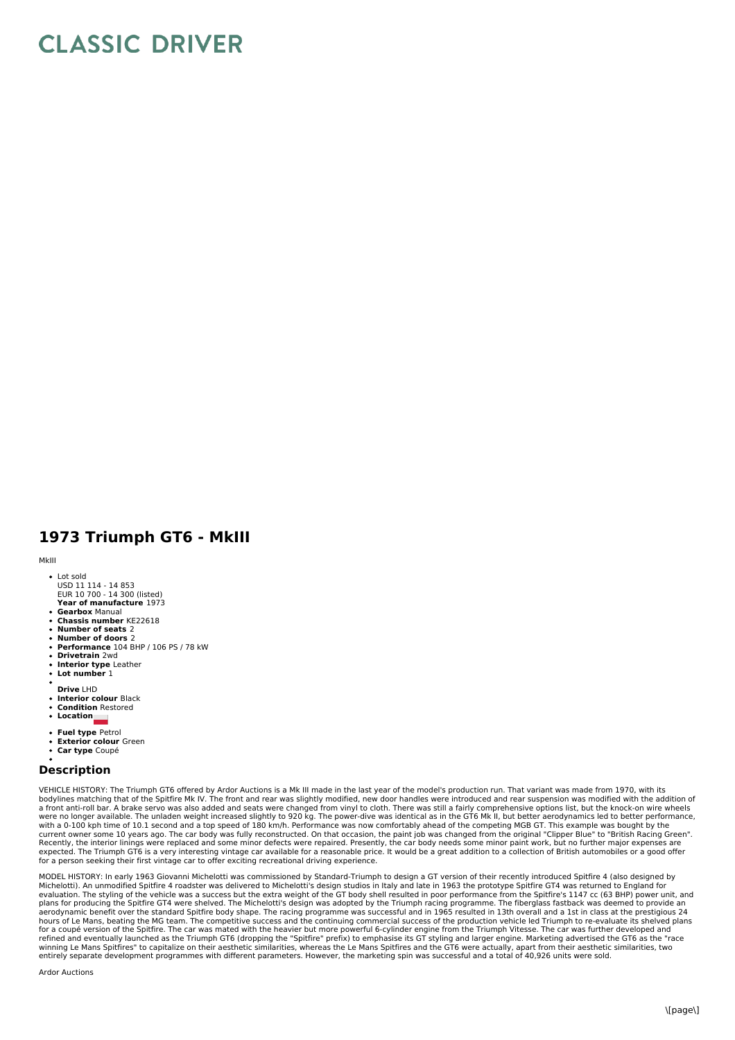# CLASSIC DRIVER

## 1973 Triumph GT6 - MkIII

MkIII

- Lot sold
  USD 11 114 - 14 853
  EUR 10 700 - 14 300 (listed)
  **Year of manufacture** 1973
- **Gearbox** Manual
- **Chassis number** KE22618
- **Number of seats** 2
- **Number of doors** 2
- **Performance** 104 BHP / 106 PS / 78 kW
- **Drivetrain** 2wd
- **Interior type** Leather
- **Lot number** 1
- **Drive** LHD
- **Interior colour** Black
- **Condition** Restored
- **Location**
- **Fuel type** Petrol
- **Exterior colour** Green
- **Car type** Coupé

## Description

VEHICLE HISTORY: The Triumph GT6 offered by Ardor Auctions is a Mk III made in the last year of the model's production run. That variant was made from 1970, with its bodylines matching that of the Spitfire Mk IV. The front and rear was slightly modified, new door handles were introduced and rear suspension was modified with the addition of a front anti-roll bar. A brake servo was also added and seats were changed from vinyl to cloth. There was still a fairly comprehensive options list, but the knock-on wire wheels were no longer available. The unladen weight increased slightly to 920 kg. The power-dive was identical as in the GT6 Mk II, but better aerodynamics led to better performance, with a 0-100 kph time of 10.1 second and a top speed of 180 km/h. Performance was now comfortably ahead of the competing MGB GT. This example was bought by the current owner some 10 years ago. The car body was fully reconstructed. On that occasion, the paint job was changed from the original "Clipper Blue" to "British Racing Green". Recently, the interior linings were replaced and some minor defects were repaired. Presently, the car body needs some minor paint work, but no further major expenses are expected. The Triumph GT6 is a very interesting vintage car available for a reasonable price. It would be a great addition to a collection of British automobiles or a good offer for a person seeking their first vintage car to offer exciting recreational driving experience.

MODEL HISTORY: In early 1963 Giovanni Michelotti was commissioned by Standard-Triumph to design a GT version of their recently introduced Spitfire 4 (also designed by Michelotti). An unmodified Spitfire 4 roadster was delivered to Michelotti's design studios in Italy and late in 1963 the prototype Spitfire GT4 was returned to England for evaluation. The styling of the vehicle was a success but the extra weight of the GT body shell resulted in poor performance from the Spitfire's 1147 cc (63 BHP) power unit, and plans for producing the Spitfire GT4 were shelved. The Michelotti's design was adopted by the Triumph racing programme. The fiberglass fastback was deemed to provide an aerodynamic benefit over the standard Spitfire body shape. The racing programme was successful and in 1965 resulted in 13th overall and a 1st in class at the prestigious 24 hours of Le Mans, beating the MG team. The competitive success and the continuing commercial success of the production vehicle led Triumph to re-evaluate its shelved plans for a coupé version of the Spitfire. The car was mated with the heavier but more powerful 6-cylinder engine from the Triumph Vitesse. The car was further developed and refined and eventually launched as the Triumph GT6 (dropping the "Spitfire" prefix) to emphasise its GT styling and larger engine. Marketing advertised the GT6 as the "race winning Le Mans Spitfires" to capitalize on their aesthetic similarities, whereas the Le Mans Spitfires and the GT6 were actually, apart from their aesthetic similarities, two entirely separate development programmes with different parameters. However, the marketing spin was successful and a total of 40,926 units were sold.

Ardor Auctions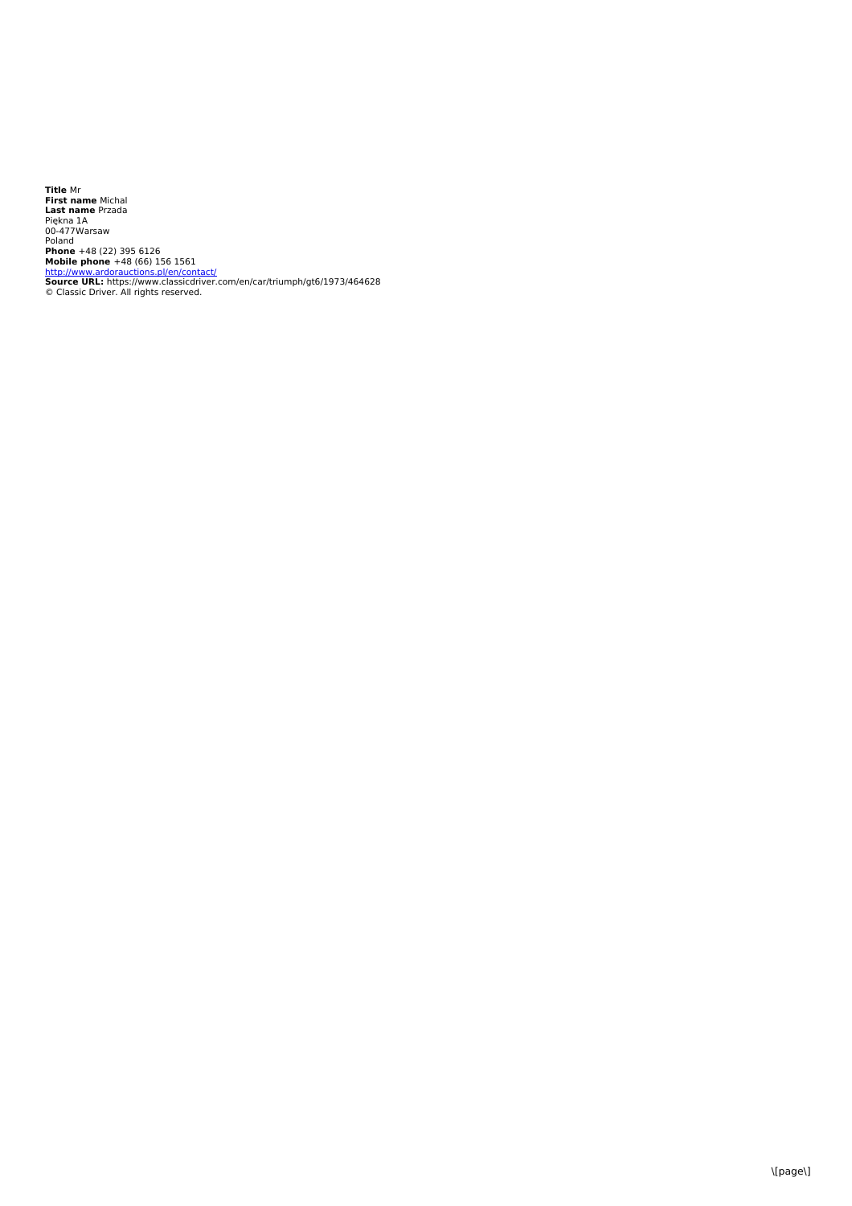**Title** Mr
**First name** Michal
**Last name** Przada
Piękna 1A
00-477Warsaw
Poland
**Phone** +48 (22) 395 6126
**Mobile phone** +48 (66) 156 1561
[http://www.ardorauctions.pl/en/contact/](http://www.ardorauctions.pl/en/contact/)
**Source URL:** https://www.classicdriver.com/en/car/triumph/gt6/1973/464628
© Classic Driver. All rights reserved.